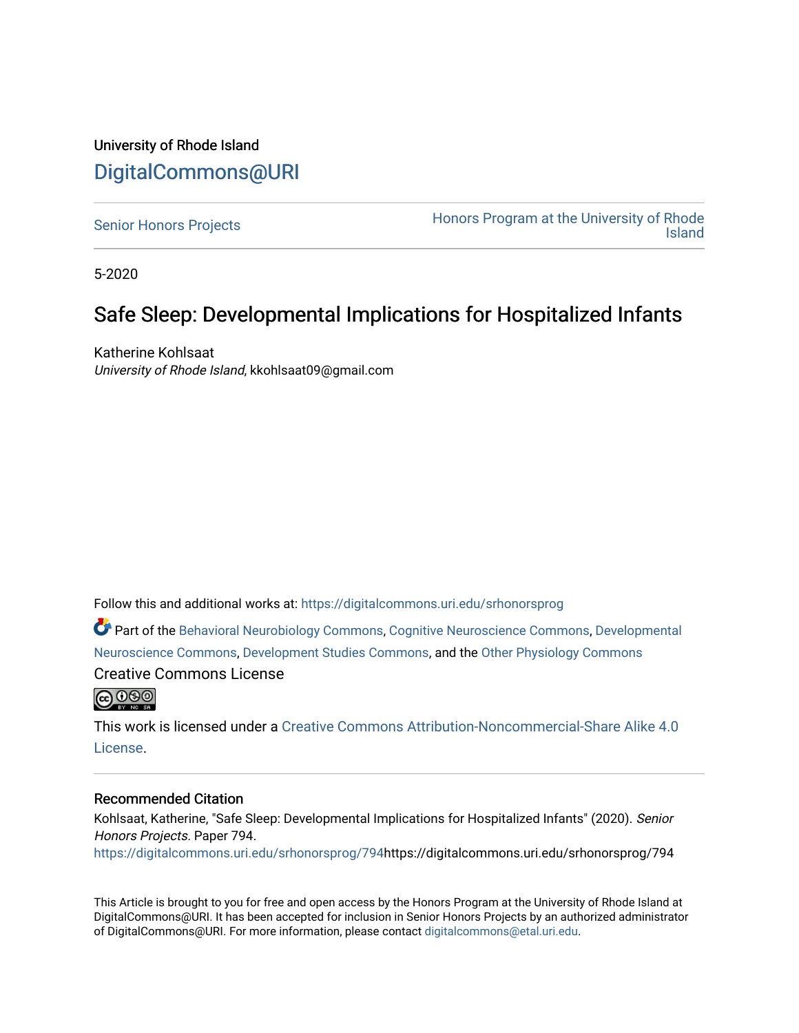University of Rhode Island

# DigitalCommons@URI

Senior Honors Projects

Honors Program at the University of Rhode Island

5-2020

## Safe Sleep: Developmental Implications for Hospitalized Infants

Katherine Kohlsaat

*University of Rhode Island*, kkohlsaat09@gmail.com

Follow this and additional works at: https://digitalcommons.uri.edu/srhonorsprog

Part of the Behavioral Neurobiology Commons, Cognitive Neuroscience Commons, Developmental Neuroscience Commons, Development Studies Commons, and the Other Physiology Commons

Creative Commons License

This work is licensed under a Creative Commons Attribution-Noncommercial-Share Alike 4.0 License.

### Recommended Citation

Kohlsaat, Katherine, "Safe Sleep: Developmental Implications for Hospitalized Infants" (2020). *Senior Honors Projects.* Paper 794.

https://digitalcommons.uri.edu/srhonorsprog/794https://digitalcommons.uri.edu/srhonorsprog/794

This Article is brought to you for free and open access by the Honors Program at the University of Rhode Island at DigitalCommons@URI. It has been accepted for inclusion in Senior Honors Projects by an authorized administrator of DigitalCommons@URI. For more information, please contact digitalcommons@etal.uri.edu.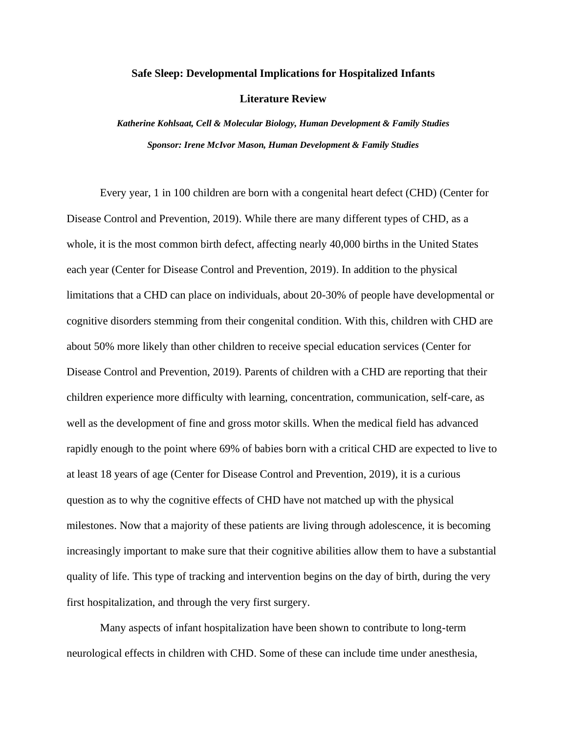**Safe Sleep: Developmental Implications for Hospitalized Infants**

**Literature Review**

***Katherine Kohlsaat, Cell & Molecular Biology, Human Development & Family Studies***

***Sponsor: Irene McIvor Mason, Human Development & Family Studies***

Every year, 1 in 100 children are born with a congenital heart defect (CHD) (Center for Disease Control and Prevention, 2019). While there are many different types of CHD, as a whole, it is the most common birth defect, affecting nearly 40,000 births in the United States each year (Center for Disease Control and Prevention, 2019). In addition to the physical limitations that a CHD can place on individuals, about 20-30% of people have developmental or cognitive disorders stemming from their congenital condition. With this, children with CHD are about 50% more likely than other children to receive special education services (Center for Disease Control and Prevention, 2019). Parents of children with a CHD are reporting that their children experience more difficulty with learning, concentration, communication, self-care, as well as the development of fine and gross motor skills. When the medical field has advanced rapidly enough to the point where 69% of babies born with a critical CHD are expected to live to at least 18 years of age (Center for Disease Control and Prevention, 2019), it is a curious question as to why the cognitive effects of CHD have not matched up with the physical milestones. Now that a majority of these patients are living through adolescence, it is becoming increasingly important to make sure that their cognitive abilities allow them to have a substantial quality of life. This type of tracking and intervention begins on the day of birth, during the very first hospitalization, and through the very first surgery.

Many aspects of infant hospitalization have been shown to contribute to long-term neurological effects in children with CHD. Some of these can include time under anesthesia,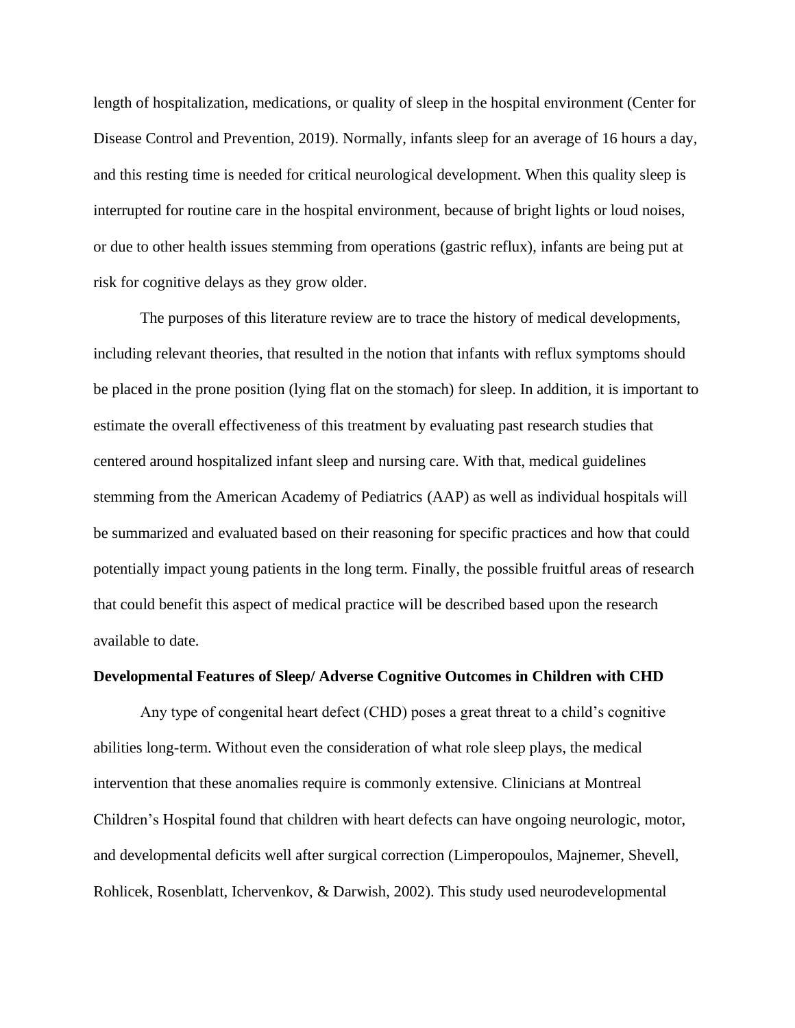length of hospitalization, medications, or quality of sleep in the hospital environment (Center for Disease Control and Prevention, 2019). Normally, infants sleep for an average of 16 hours a day, and this resting time is needed for critical neurological development. When this quality sleep is interrupted for routine care in the hospital environment, because of bright lights or loud noises, or due to other health issues stemming from operations (gastric reflux), infants are being put at risk for cognitive delays as they grow older.

The purposes of this literature review are to trace the history of medical developments, including relevant theories, that resulted in the notion that infants with reflux symptoms should be placed in the prone position (lying flat on the stomach) for sleep. In addition, it is important to estimate the overall effectiveness of this treatment by evaluating past research studies that centered around hospitalized infant sleep and nursing care. With that, medical guidelines stemming from the American Academy of Pediatrics (AAP) as well as individual hospitals will be summarized and evaluated based on their reasoning for specific practices and how that could potentially impact young patients in the long term. Finally, the possible fruitful areas of research that could benefit this aspect of medical practice will be described based upon the research available to date.

**Developmental Features of Sleep/ Adverse Cognitive Outcomes in Children with CHD**

Any type of congenital heart defect (CHD) poses a great threat to a child's cognitive abilities long-term. Without even the consideration of what role sleep plays, the medical intervention that these anomalies require is commonly extensive. Clinicians at Montreal Children's Hospital found that children with heart defects can have ongoing neurologic, motor, and developmental deficits well after surgical correction (Limperopoulos, Majnemer, Shevell, Rohlicek, Rosenblatt, Ichervenkov, & Darwish, 2002). This study used neurodevelopmental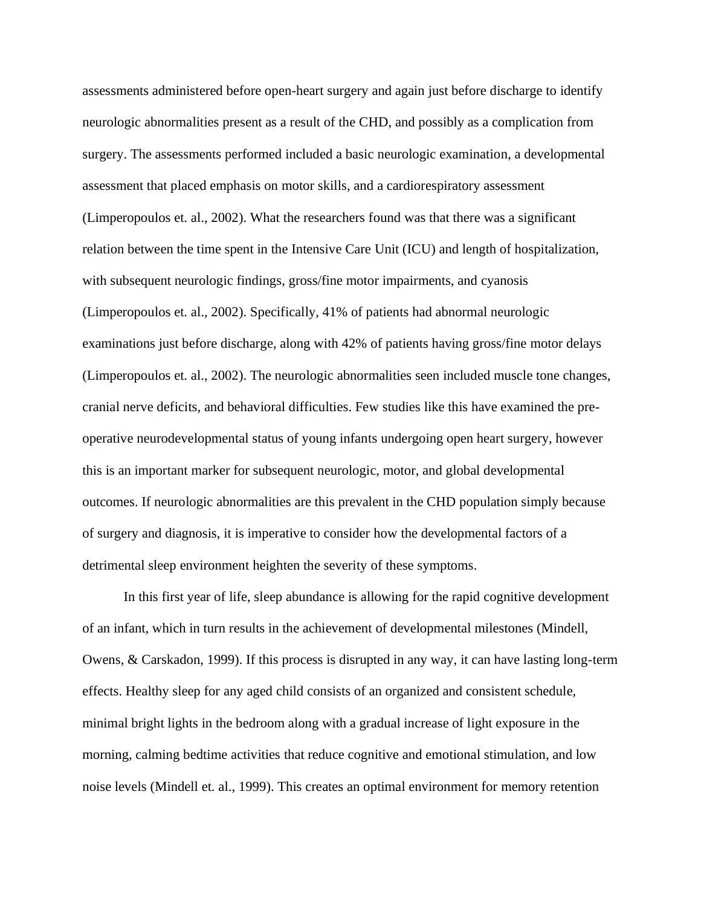assessments administered before open-heart surgery and again just before discharge to identify neurologic abnormalities present as a result of the CHD, and possibly as a complication from surgery. The assessments performed included a basic neurologic examination, a developmental assessment that placed emphasis on motor skills, and a cardiorespiratory assessment (Limperopoulos et. al., 2002). What the researchers found was that there was a significant relation between the time spent in the Intensive Care Unit (ICU) and length of hospitalization, with subsequent neurologic findings, gross/fine motor impairments, and cyanosis (Limperopoulos et. al., 2002). Specifically, 41% of patients had abnormal neurologic examinations just before discharge, along with 42% of patients having gross/fine motor delays (Limperopoulos et. al., 2002). The neurologic abnormalities seen included muscle tone changes, cranial nerve deficits, and behavioral difficulties. Few studies like this have examined the pre-operative neurodevelopmental status of young infants undergoing open heart surgery, however this is an important marker for subsequent neurologic, motor, and global developmental outcomes. If neurologic abnormalities are this prevalent in the CHD population simply because of surgery and diagnosis, it is imperative to consider how the developmental factors of a detrimental sleep environment heighten the severity of these symptoms.

In this first year of life, sleep abundance is allowing for the rapid cognitive development of an infant, which in turn results in the achievement of developmental milestones (Mindell, Owens, & Carskadon, 1999). If this process is disrupted in any way, it can have lasting long-term effects. Healthy sleep for any aged child consists of an organized and consistent schedule, minimal bright lights in the bedroom along with a gradual increase of light exposure in the morning, calming bedtime activities that reduce cognitive and emotional stimulation, and low noise levels (Mindell et. al., 1999). This creates an optimal environment for memory retention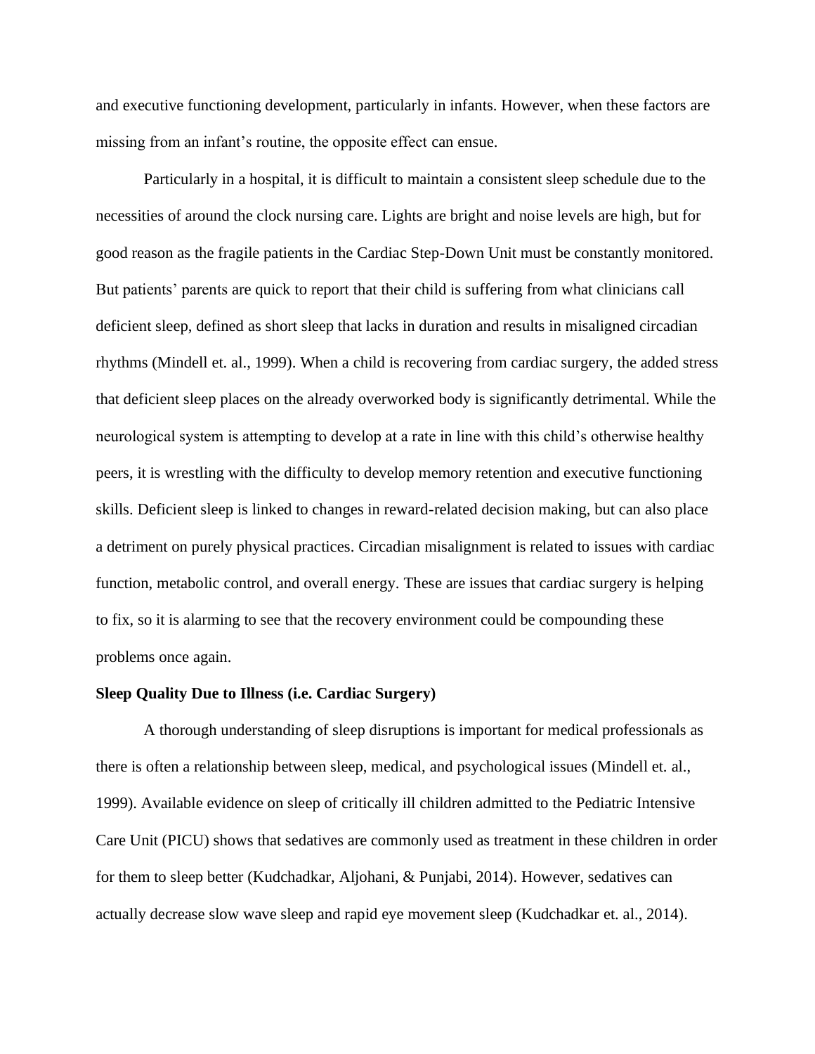and executive functioning development, particularly in infants. However, when these factors are missing from an infant's routine, the opposite effect can ensue.

Particularly in a hospital, it is difficult to maintain a consistent sleep schedule due to the necessities of around the clock nursing care. Lights are bright and noise levels are high, but for good reason as the fragile patients in the Cardiac Step-Down Unit must be constantly monitored. But patients' parents are quick to report that their child is suffering from what clinicians call deficient sleep, defined as short sleep that lacks in duration and results in misaligned circadian rhythms (Mindell et. al., 1999). When a child is recovering from cardiac surgery, the added stress that deficient sleep places on the already overworked body is significantly detrimental. While the neurological system is attempting to develop at a rate in line with this child's otherwise healthy peers, it is wrestling with the difficulty to develop memory retention and executive functioning skills. Deficient sleep is linked to changes in reward-related decision making, but can also place a detriment on purely physical practices. Circadian misalignment is related to issues with cardiac function, metabolic control, and overall energy. These are issues that cardiac surgery is helping to fix, so it is alarming to see that the recovery environment could be compounding these problems once again.

**Sleep Quality Due to Illness (i.e. Cardiac Surgery)**

A thorough understanding of sleep disruptions is important for medical professionals as there is often a relationship between sleep, medical, and psychological issues (Mindell et. al., 1999). Available evidence on sleep of critically ill children admitted to the Pediatric Intensive Care Unit (PICU) shows that sedatives are commonly used as treatment in these children in order for them to sleep better (Kudchadkar, Aljohani, & Punjabi, 2014). However, sedatives can actually decrease slow wave sleep and rapid eye movement sleep (Kudchadkar et. al., 2014).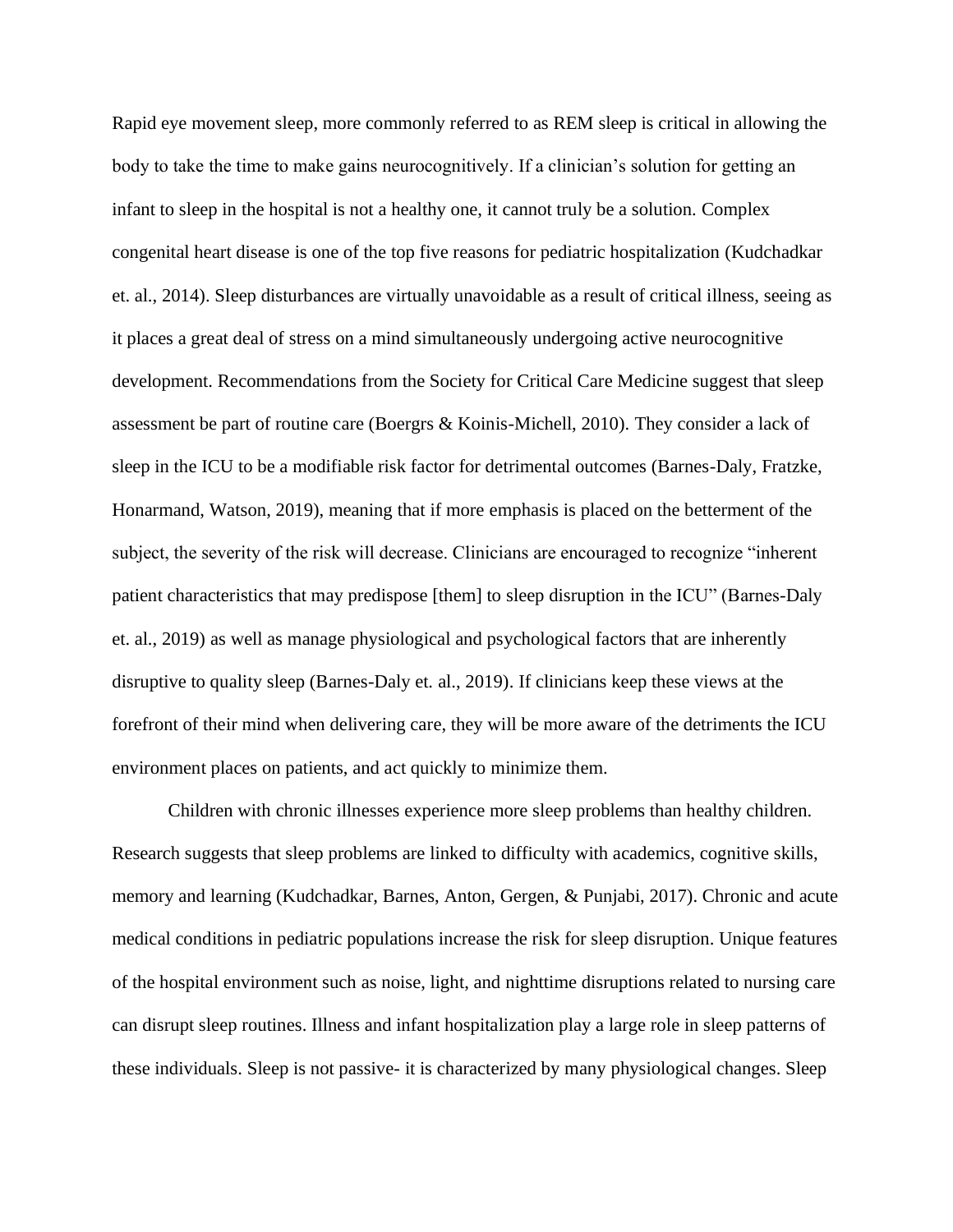Rapid eye movement sleep, more commonly referred to as REM sleep is critical in allowing the body to take the time to make gains neurocognitively. If a clinician's solution for getting an infant to sleep in the hospital is not a healthy one, it cannot truly be a solution. Complex congenital heart disease is one of the top five reasons for pediatric hospitalization (Kudchadkar et. al., 2014). Sleep disturbances are virtually unavoidable as a result of critical illness, seeing as it places a great deal of stress on a mind simultaneously undergoing active neurocognitive development. Recommendations from the Society for Critical Care Medicine suggest that sleep assessment be part of routine care (Boergrs & Koinis-Michell, 2010). They consider a lack of sleep in the ICU to be a modifiable risk factor for detrimental outcomes (Barnes-Daly, Fratzke, Honarmand, Watson, 2019), meaning that if more emphasis is placed on the betterment of the subject, the severity of the risk will decrease. Clinicians are encouraged to recognize "inherent patient characteristics that may predispose [them] to sleep disruption in the ICU" (Barnes-Daly et. al., 2019) as well as manage physiological and psychological factors that are inherently disruptive to quality sleep (Barnes-Daly et. al., 2019). If clinicians keep these views at the forefront of their mind when delivering care, they will be more aware of the detriments the ICU environment places on patients, and act quickly to minimize them.

Children with chronic illnesses experience more sleep problems than healthy children. Research suggests that sleep problems are linked to difficulty with academics, cognitive skills, memory and learning (Kudchadkar, Barnes, Anton, Gergen, & Punjabi, 2017). Chronic and acute medical conditions in pediatric populations increase the risk for sleep disruption. Unique features of the hospital environment such as noise, light, and nighttime disruptions related to nursing care can disrupt sleep routines. Illness and infant hospitalization play a large role in sleep patterns of these individuals. Sleep is not passive- it is characterized by many physiological changes. Sleep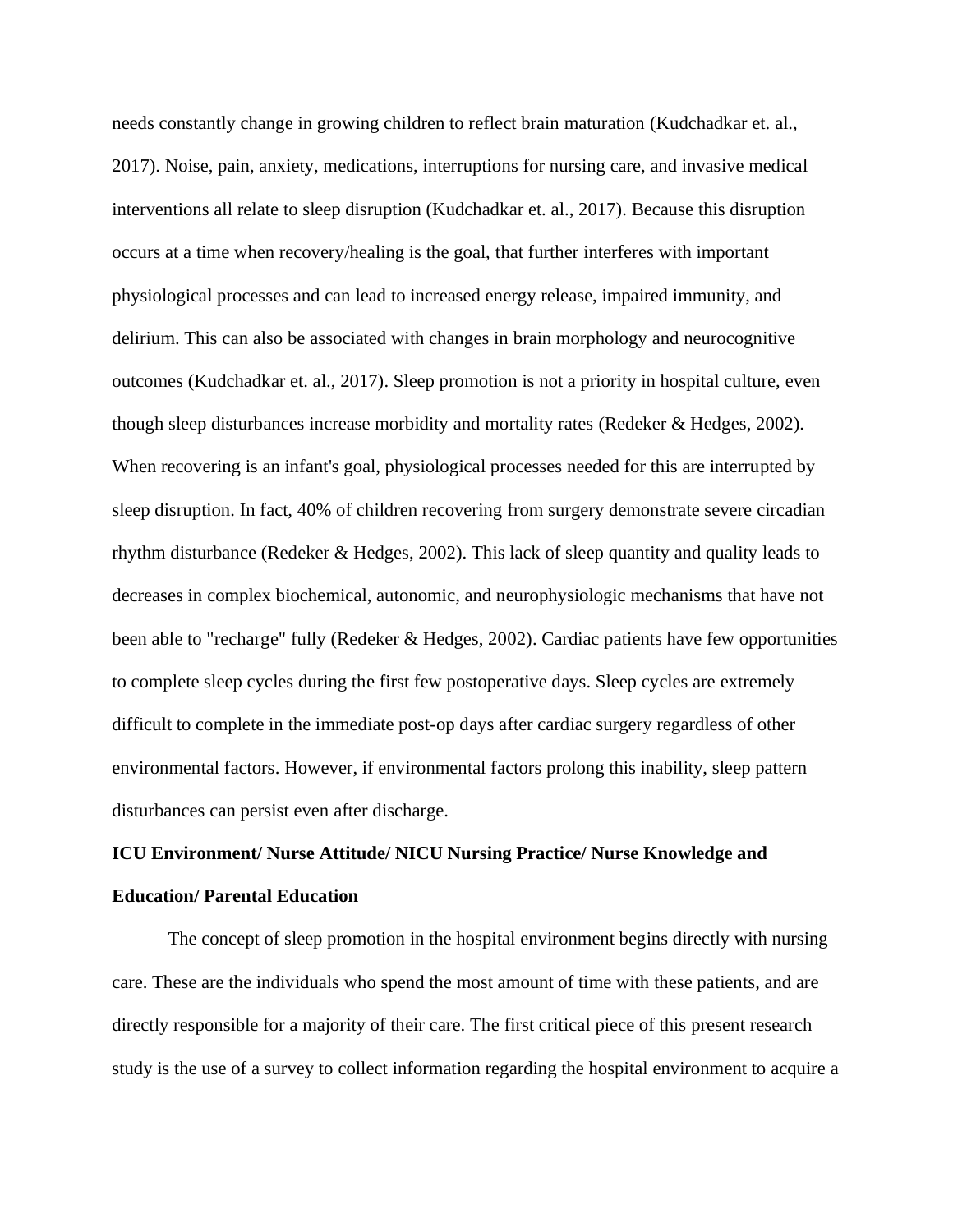needs constantly change in growing children to reflect brain maturation (Kudchadkar et. al., 2017). Noise, pain, anxiety, medications, interruptions for nursing care, and invasive medical interventions all relate to sleep disruption (Kudchadkar et. al., 2017). Because this disruption occurs at a time when recovery/healing is the goal, that further interferes with important physiological processes and can lead to increased energy release, impaired immunity, and delirium. This can also be associated with changes in brain morphology and neurocognitive outcomes (Kudchadkar et. al., 2017). Sleep promotion is not a priority in hospital culture, even though sleep disturbances increase morbidity and mortality rates (Redeker & Hedges, 2002). When recovering is an infant's goal, physiological processes needed for this are interrupted by sleep disruption. In fact, 40% of children recovering from surgery demonstrate severe circadian rhythm disturbance (Redeker & Hedges, 2002). This lack of sleep quantity and quality leads to decreases in complex biochemical, autonomic, and neurophysiologic mechanisms that have not been able to "recharge" fully (Redeker & Hedges, 2002). Cardiac patients have few opportunities to complete sleep cycles during the first few postoperative days. Sleep cycles are extremely difficult to complete in the immediate post-op days after cardiac surgery regardless of other environmental factors. However, if environmental factors prolong this inability, sleep pattern disturbances can persist even after discharge.

**ICU Environment/ Nurse Attitude/ NICU Nursing Practice/ Nurse Knowledge and Education/ Parental Education**

The concept of sleep promotion in the hospital environment begins directly with nursing care. These are the individuals who spend the most amount of time with these patients, and are directly responsible for a majority of their care. The first critical piece of this present research study is the use of a survey to collect information regarding the hospital environment to acquire a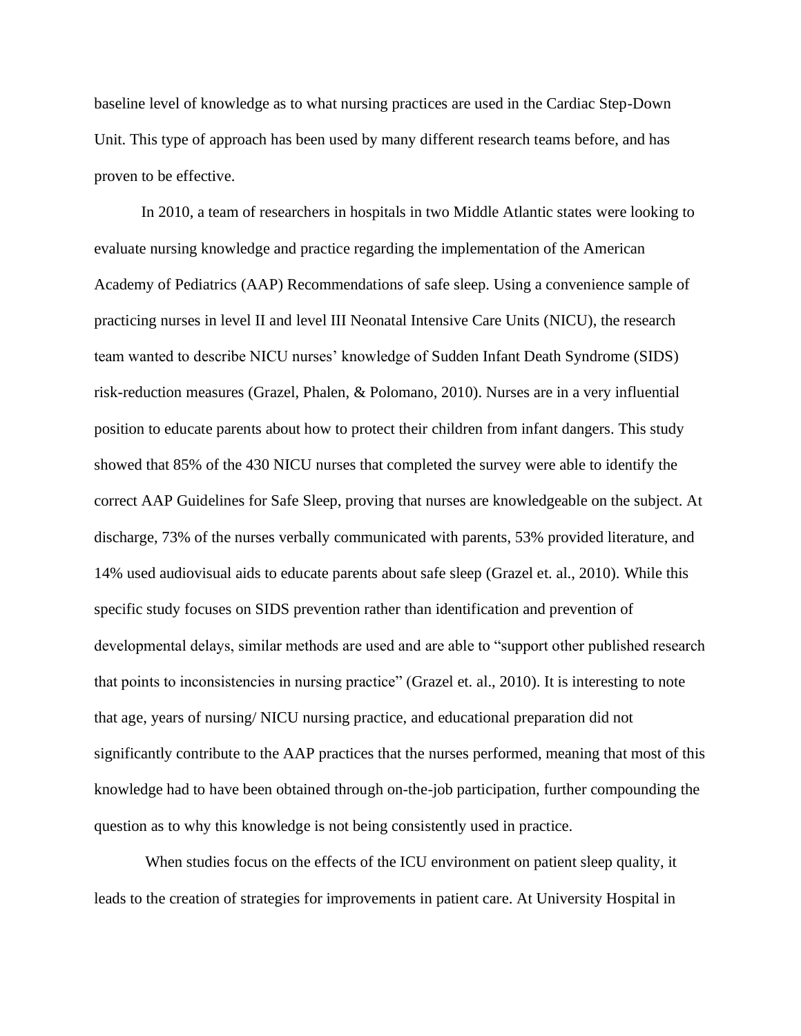baseline level of knowledge as to what nursing practices are used in the Cardiac Step-Down Unit. This type of approach has been used by many different research teams before, and has proven to be effective.

In 2010, a team of researchers in hospitals in two Middle Atlantic states were looking to evaluate nursing knowledge and practice regarding the implementation of the American Academy of Pediatrics (AAP) Recommendations of safe sleep. Using a convenience sample of practicing nurses in level II and level III Neonatal Intensive Care Units (NICU), the research team wanted to describe NICU nurses' knowledge of Sudden Infant Death Syndrome (SIDS) risk-reduction measures (Grazel, Phalen, & Polomano, 2010). Nurses are in a very influential position to educate parents about how to protect their children from infant dangers. This study showed that 85% of the 430 NICU nurses that completed the survey were able to identify the correct AAP Guidelines for Safe Sleep, proving that nurses are knowledgeable on the subject. At discharge, 73% of the nurses verbally communicated with parents, 53% provided literature, and 14% used audiovisual aids to educate parents about safe sleep (Grazel et. al., 2010). While this specific study focuses on SIDS prevention rather than identification and prevention of developmental delays, similar methods are used and are able to "support other published research that points to inconsistencies in nursing practice" (Grazel et. al., 2010). It is interesting to note that age, years of nursing/ NICU nursing practice, and educational preparation did not significantly contribute to the AAP practices that the nurses performed, meaning that most of this knowledge had to have been obtained through on-the-job participation, further compounding the question as to why this knowledge is not being consistently used in practice.

When studies focus on the effects of the ICU environment on patient sleep quality, it leads to the creation of strategies for improvements in patient care. At University Hospital in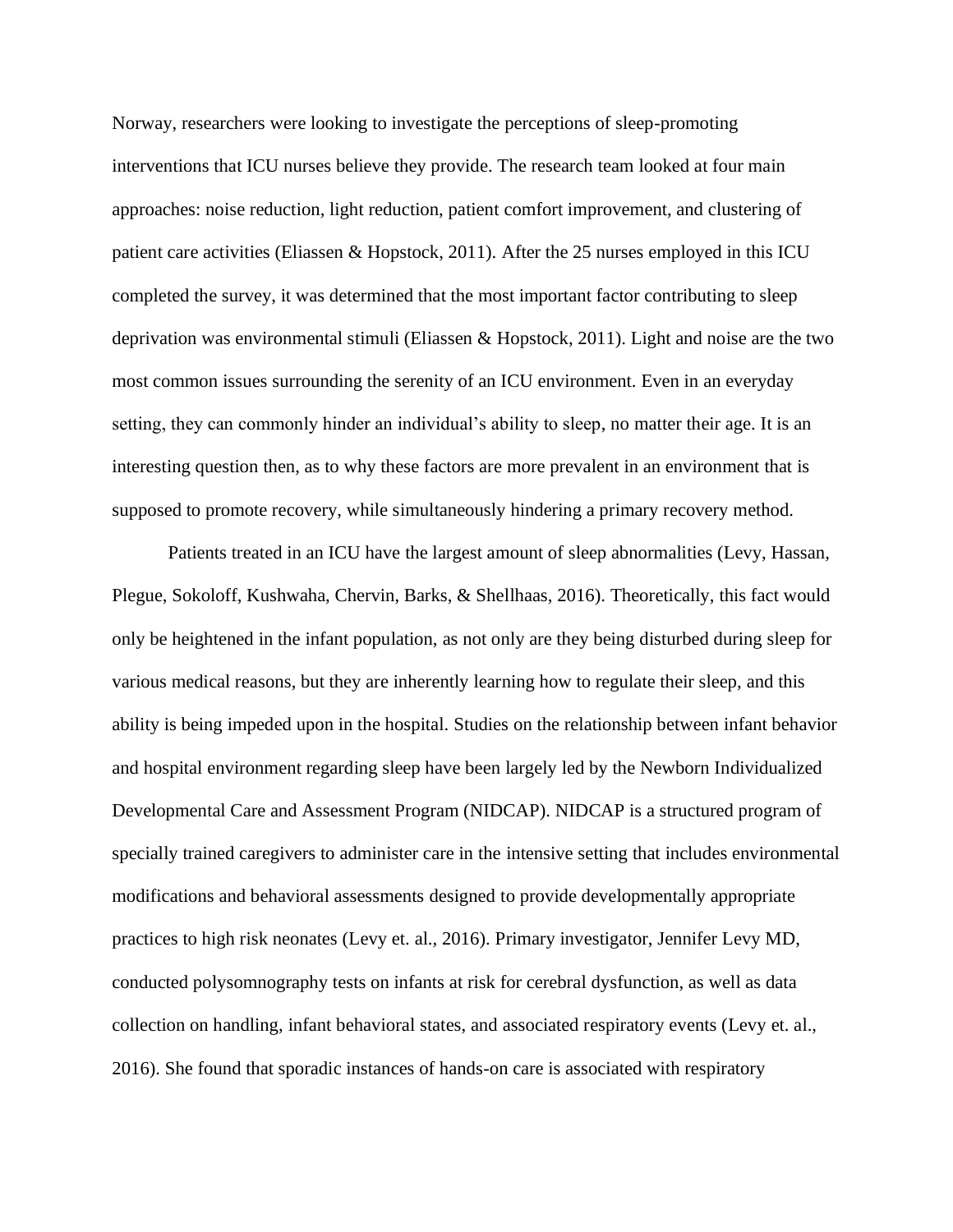Norway, researchers were looking to investigate the perceptions of sleep-promoting interventions that ICU nurses believe they provide. The research team looked at four main approaches: noise reduction, light reduction, patient comfort improvement, and clustering of patient care activities (Eliassen & Hopstock, 2011). After the 25 nurses employed in this ICU completed the survey, it was determined that the most important factor contributing to sleep deprivation was environmental stimuli (Eliassen & Hopstock, 2011). Light and noise are the two most common issues surrounding the serenity of an ICU environment. Even in an everyday setting, they can commonly hinder an individual's ability to sleep, no matter their age. It is an interesting question then, as to why these factors are more prevalent in an environment that is supposed to promote recovery, while simultaneously hindering a primary recovery method.

Patients treated in an ICU have the largest amount of sleep abnormalities (Levy, Hassan, Plegue, Sokoloff, Kushwaha, Chervin, Barks, & Shellhaas, 2016). Theoretically, this fact would only be heightened in the infant population, as not only are they being disturbed during sleep for various medical reasons, but they are inherently learning how to regulate their sleep, and this ability is being impeded upon in the hospital. Studies on the relationship between infant behavior and hospital environment regarding sleep have been largely led by the Newborn Individualized Developmental Care and Assessment Program (NIDCAP). NIDCAP is a structured program of specially trained caregivers to administer care in the intensive setting that includes environmental modifications and behavioral assessments designed to provide developmentally appropriate practices to high risk neonates (Levy et. al., 2016). Primary investigator, Jennifer Levy MD, conducted polysomnography tests on infants at risk for cerebral dysfunction, as well as data collection on handling, infant behavioral states, and associated respiratory events (Levy et. al., 2016). She found that sporadic instances of hands-on care is associated with respiratory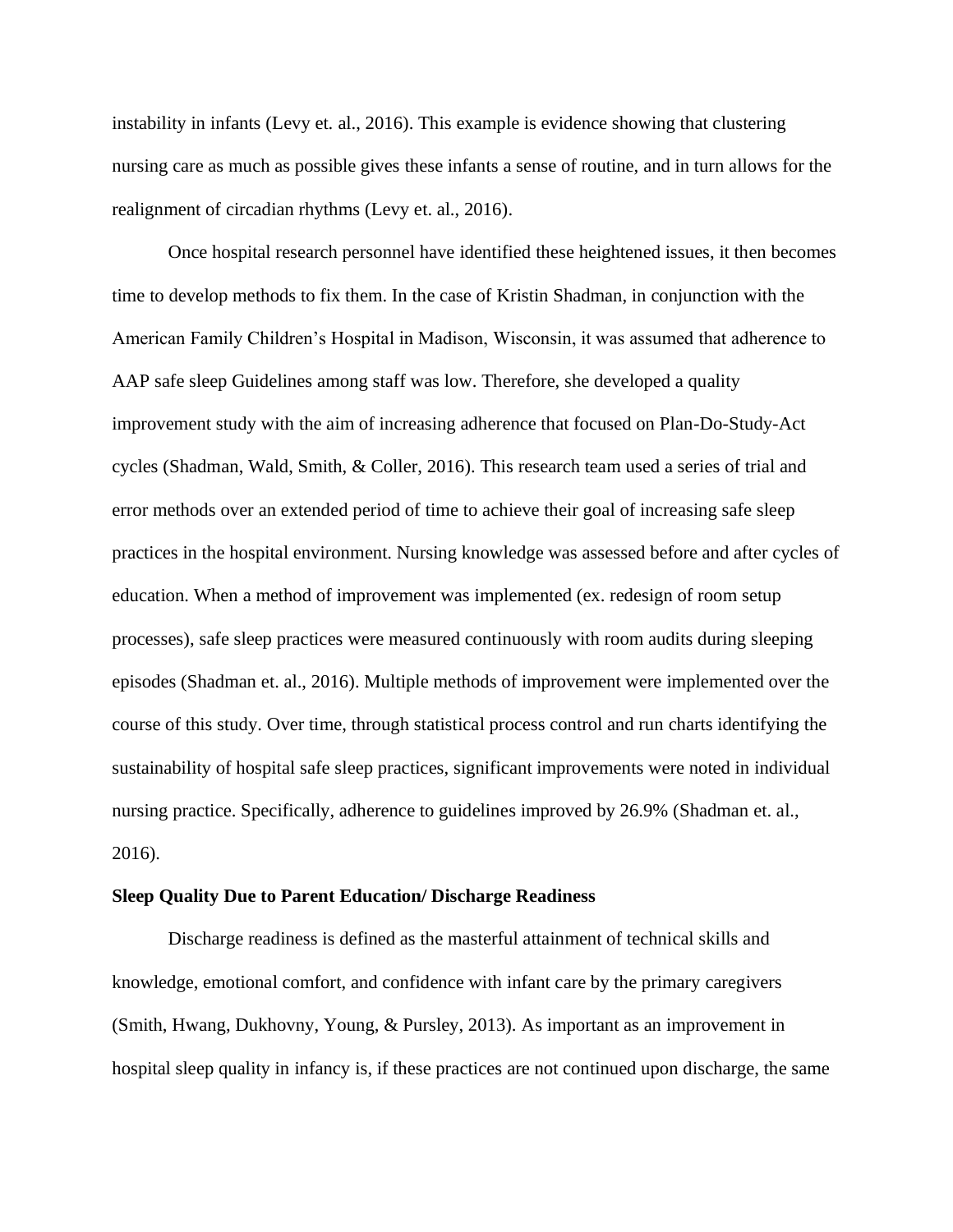instability in infants (Levy et. al., 2016). This example is evidence showing that clustering nursing care as much as possible gives these infants a sense of routine, and in turn allows for the realignment of circadian rhythms (Levy et. al., 2016).

Once hospital research personnel have identified these heightened issues, it then becomes time to develop methods to fix them. In the case of Kristin Shadman, in conjunction with the American Family Children's Hospital in Madison, Wisconsin, it was assumed that adherence to AAP safe sleep Guidelines among staff was low. Therefore, she developed a quality improvement study with the aim of increasing adherence that focused on Plan-Do-Study-Act cycles (Shadman, Wald, Smith, & Coller, 2016). This research team used a series of trial and error methods over an extended period of time to achieve their goal of increasing safe sleep practices in the hospital environment. Nursing knowledge was assessed before and after cycles of education. When a method of improvement was implemented (ex. redesign of room setup processes), safe sleep practices were measured continuously with room audits during sleeping episodes (Shadman et. al., 2016). Multiple methods of improvement were implemented over the course of this study. Over time, through statistical process control and run charts identifying the sustainability of hospital safe sleep practices, significant improvements were noted in individual nursing practice. Specifically, adherence to guidelines improved by 26.9% (Shadman et. al., 2016).

**Sleep Quality Due to Parent Education/ Discharge Readiness**

Discharge readiness is defined as the masterful attainment of technical skills and knowledge, emotional comfort, and confidence with infant care by the primary caregivers (Smith, Hwang, Dukhovny, Young, & Pursley, 2013). As important as an improvement in hospital sleep quality in infancy is, if these practices are not continued upon discharge, the same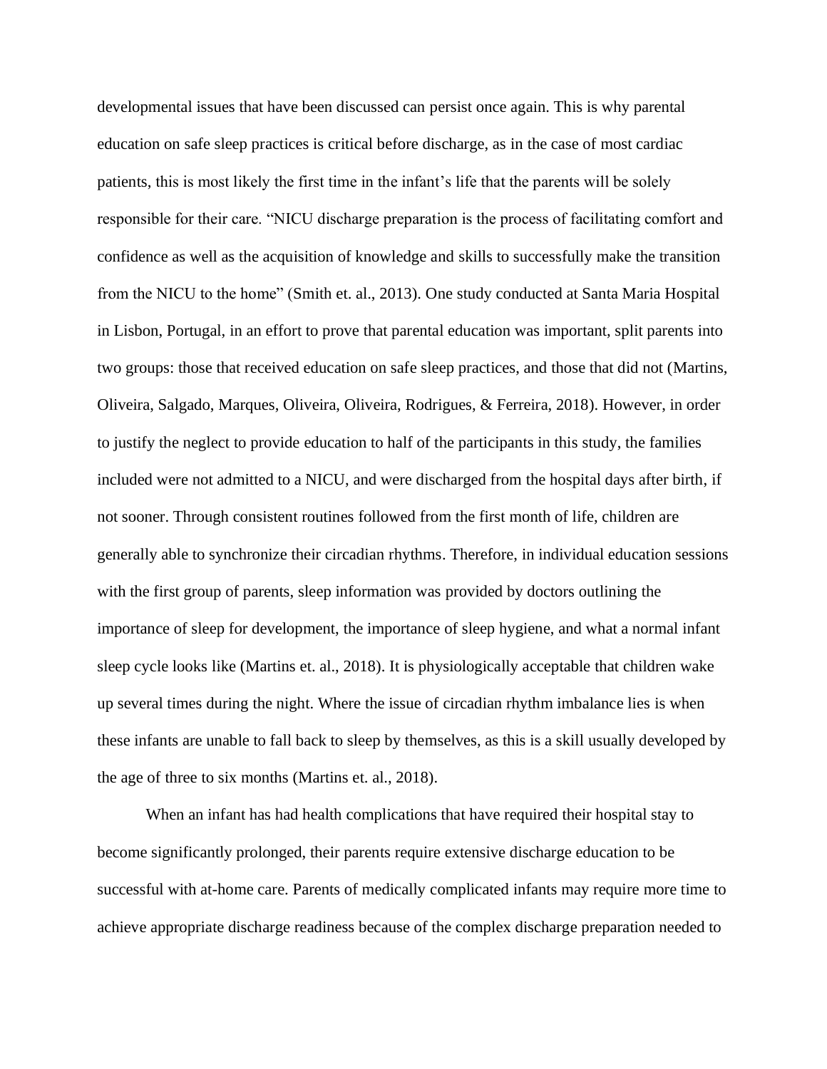developmental issues that have been discussed can persist once again. This is why parental education on safe sleep practices is critical before discharge, as in the case of most cardiac patients, this is most likely the first time in the infant's life that the parents will be solely responsible for their care. "NICU discharge preparation is the process of facilitating comfort and confidence as well as the acquisition of knowledge and skills to successfully make the transition from the NICU to the home" (Smith et. al., 2013). One study conducted at Santa Maria Hospital in Lisbon, Portugal, in an effort to prove that parental education was important, split parents into two groups: those that received education on safe sleep practices, and those that did not (Martins, Oliveira, Salgado, Marques, Oliveira, Oliveira, Rodrigues, & Ferreira, 2018). However, in order to justify the neglect to provide education to half of the participants in this study, the families included were not admitted to a NICU, and were discharged from the hospital days after birth, if not sooner. Through consistent routines followed from the first month of life, children are generally able to synchronize their circadian rhythms. Therefore, in individual education sessions with the first group of parents, sleep information was provided by doctors outlining the importance of sleep for development, the importance of sleep hygiene, and what a normal infant sleep cycle looks like (Martins et. al., 2018). It is physiologically acceptable that children wake up several times during the night. Where the issue of circadian rhythm imbalance lies is when these infants are unable to fall back to sleep by themselves, as this is a skill usually developed by the age of three to six months (Martins et. al., 2018).

When an infant has had health complications that have required their hospital stay to become significantly prolonged, their parents require extensive discharge education to be successful with at-home care. Parents of medically complicated infants may require more time to achieve appropriate discharge readiness because of the complex discharge preparation needed to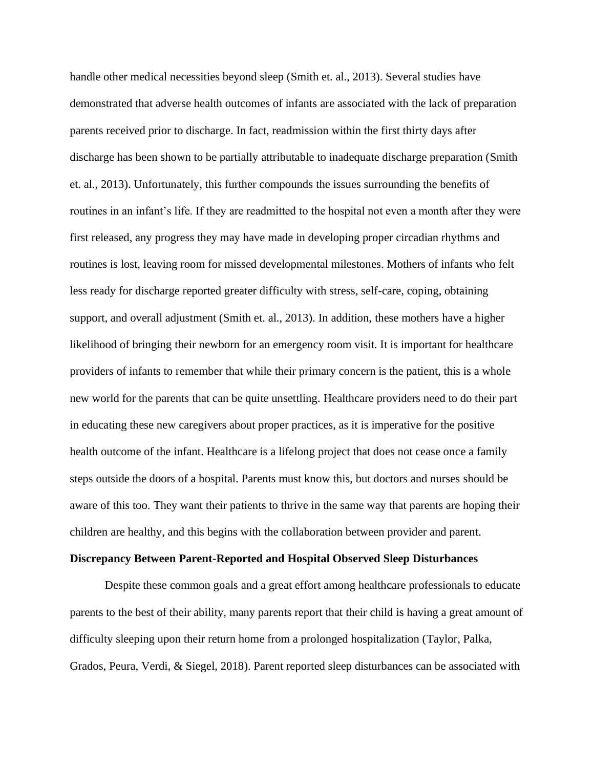handle other medical necessities beyond sleep (Smith et. al., 2013). Several studies have demonstrated that adverse health outcomes of infants are associated with the lack of preparation parents received prior to discharge. In fact, readmission within the first thirty days after discharge has been shown to be partially attributable to inadequate discharge preparation (Smith et. al., 2013). Unfortunately, this further compounds the issues surrounding the benefits of routines in an infant's life. If they are readmitted to the hospital not even a month after they were first released, any progress they may have made in developing proper circadian rhythms and routines is lost, leaving room for missed developmental milestones. Mothers of infants who felt less ready for discharge reported greater difficulty with stress, self-care, coping, obtaining support, and overall adjustment (Smith et. al., 2013). In addition, these mothers have a higher likelihood of bringing their newborn for an emergency room visit. It is important for healthcare providers of infants to remember that while their primary concern is the patient, this is a whole new world for the parents that can be quite unsettling. Healthcare providers need to do their part in educating these new caregivers about proper practices, as it is imperative for the positive health outcome of the infant. Healthcare is a lifelong project that does not cease once a family steps outside the doors of a hospital. Parents must know this, but doctors and nurses should be aware of this too. They want their patients to thrive in the same way that parents are hoping their children are healthy, and this begins with the collaboration between provider and parent.

**Discrepancy Between Parent-Reported and Hospital Observed Sleep Disturbances**

Despite these common goals and a great effort among healthcare professionals to educate parents to the best of their ability, many parents report that their child is having a great amount of difficulty sleeping upon their return home from a prolonged hospitalization (Taylor, Palka, Grados, Peura, Verdi, & Siegel, 2018). Parent reported sleep disturbances can be associated with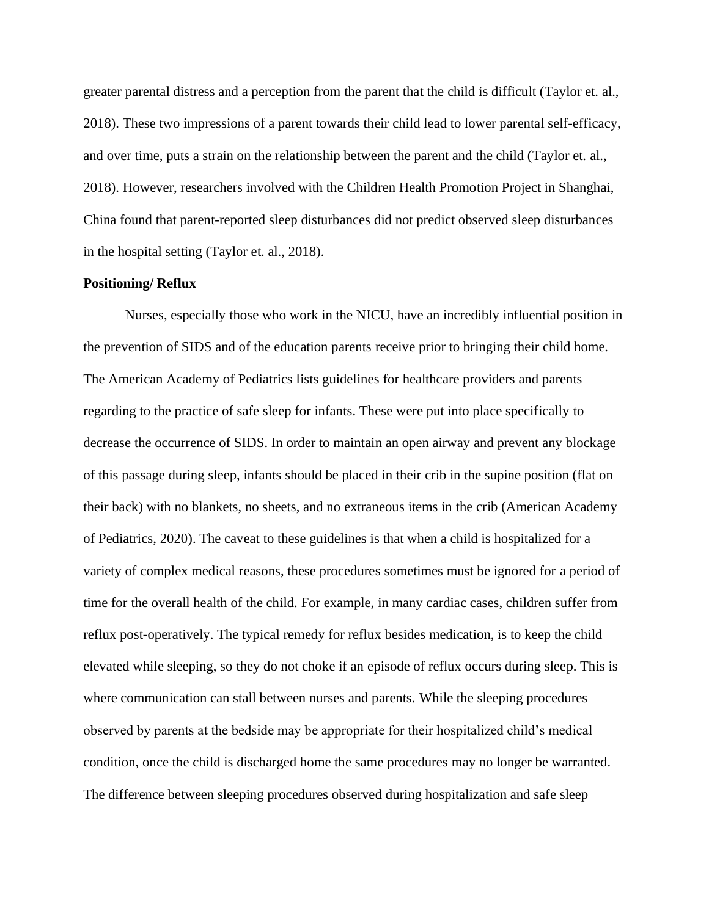greater parental distress and a perception from the parent that the child is difficult (Taylor et. al., 2018). These two impressions of a parent towards their child lead to lower parental self-efficacy, and over time, puts a strain on the relationship between the parent and the child (Taylor et. al., 2018). However, researchers involved with the Children Health Promotion Project in Shanghai, China found that parent-reported sleep disturbances did not predict observed sleep disturbances in the hospital setting (Taylor et. al., 2018).

**Positioning/ Reflux**

Nurses, especially those who work in the NICU, have an incredibly influential position in the prevention of SIDS and of the education parents receive prior to bringing their child home. The American Academy of Pediatrics lists guidelines for healthcare providers and parents regarding to the practice of safe sleep for infants. These were put into place specifically to decrease the occurrence of SIDS. In order to maintain an open airway and prevent any blockage of this passage during sleep, infants should be placed in their crib in the supine position (flat on their back) with no blankets, no sheets, and no extraneous items in the crib (American Academy of Pediatrics, 2020). The caveat to these guidelines is that when a child is hospitalized for a variety of complex medical reasons, these procedures sometimes must be ignored for a period of time for the overall health of the child. For example, in many cardiac cases, children suffer from reflux post-operatively. The typical remedy for reflux besides medication, is to keep the child elevated while sleeping, so they do not choke if an episode of reflux occurs during sleep. This is where communication can stall between nurses and parents. While the sleeping procedures observed by parents at the bedside may be appropriate for their hospitalized child's medical condition, once the child is discharged home the same procedures may no longer be warranted. The difference between sleeping procedures observed during hospitalization and safe sleep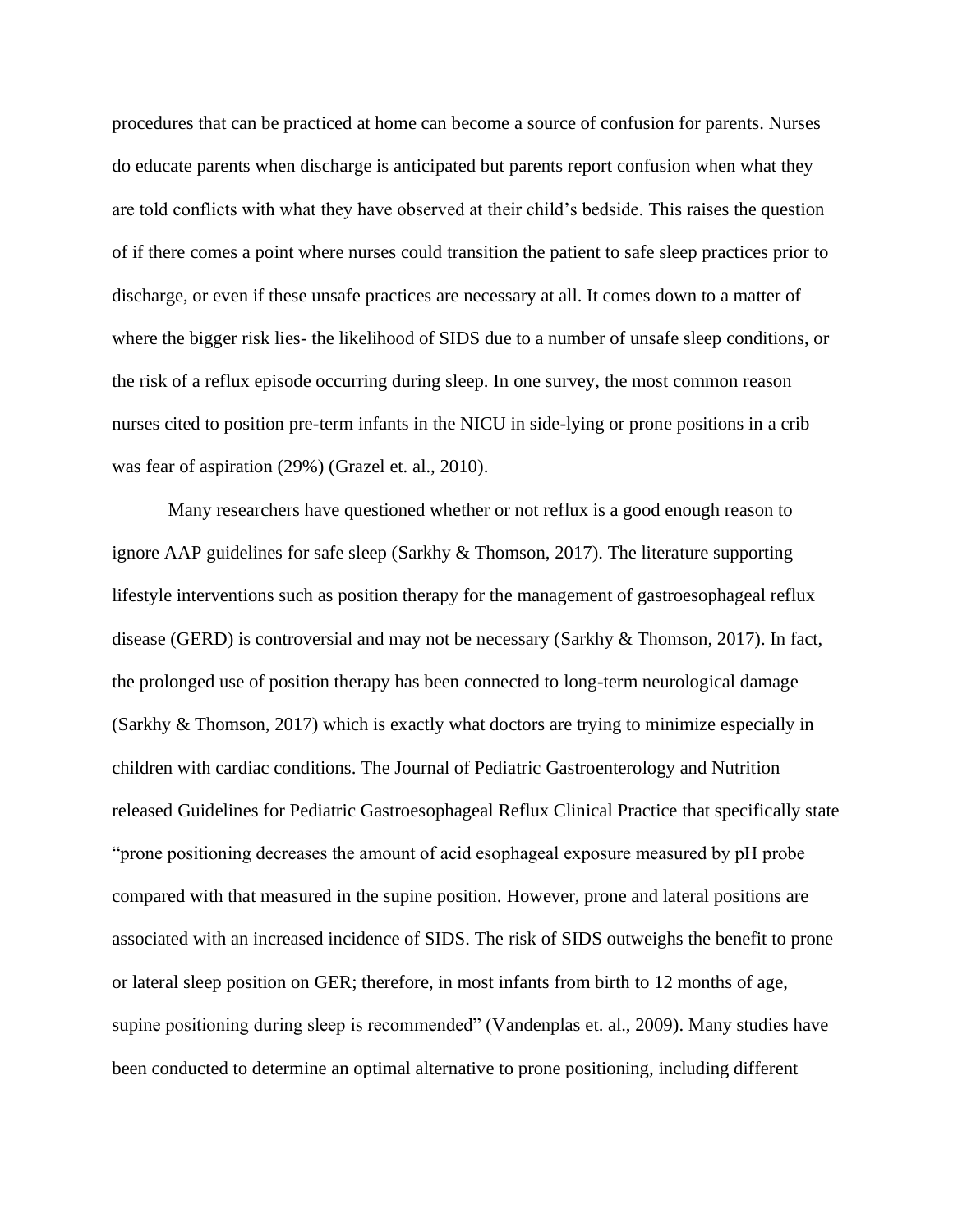procedures that can be practiced at home can become a source of confusion for parents. Nurses do educate parents when discharge is anticipated but parents report confusion when what they are told conflicts with what they have observed at their child's bedside. This raises the question of if there comes a point where nurses could transition the patient to safe sleep practices prior to discharge, or even if these unsafe practices are necessary at all. It comes down to a matter of where the bigger risk lies- the likelihood of SIDS due to a number of unsafe sleep conditions, or the risk of a reflux episode occurring during sleep. In one survey, the most common reason nurses cited to position pre-term infants in the NICU in side-lying or prone positions in a crib was fear of aspiration (29%) (Grazel et. al., 2010).

Many researchers have questioned whether or not reflux is a good enough reason to ignore AAP guidelines for safe sleep (Sarkhy & Thomson, 2017). The literature supporting lifestyle interventions such as position therapy for the management of gastroesophageal reflux disease (GERD) is controversial and may not be necessary (Sarkhy & Thomson, 2017). In fact, the prolonged use of position therapy has been connected to long-term neurological damage (Sarkhy & Thomson, 2017) which is exactly what doctors are trying to minimize especially in children with cardiac conditions. The Journal of Pediatric Gastroenterology and Nutrition released Guidelines for Pediatric Gastroesophageal Reflux Clinical Practice that specifically state "prone positioning decreases the amount of acid esophageal exposure measured by pH probe compared with that measured in the supine position. However, prone and lateral positions are associated with an increased incidence of SIDS. The risk of SIDS outweighs the benefit to prone or lateral sleep position on GER; therefore, in most infants from birth to 12 months of age, supine positioning during sleep is recommended" (Vandenplas et. al., 2009). Many studies have been conducted to determine an optimal alternative to prone positioning, including different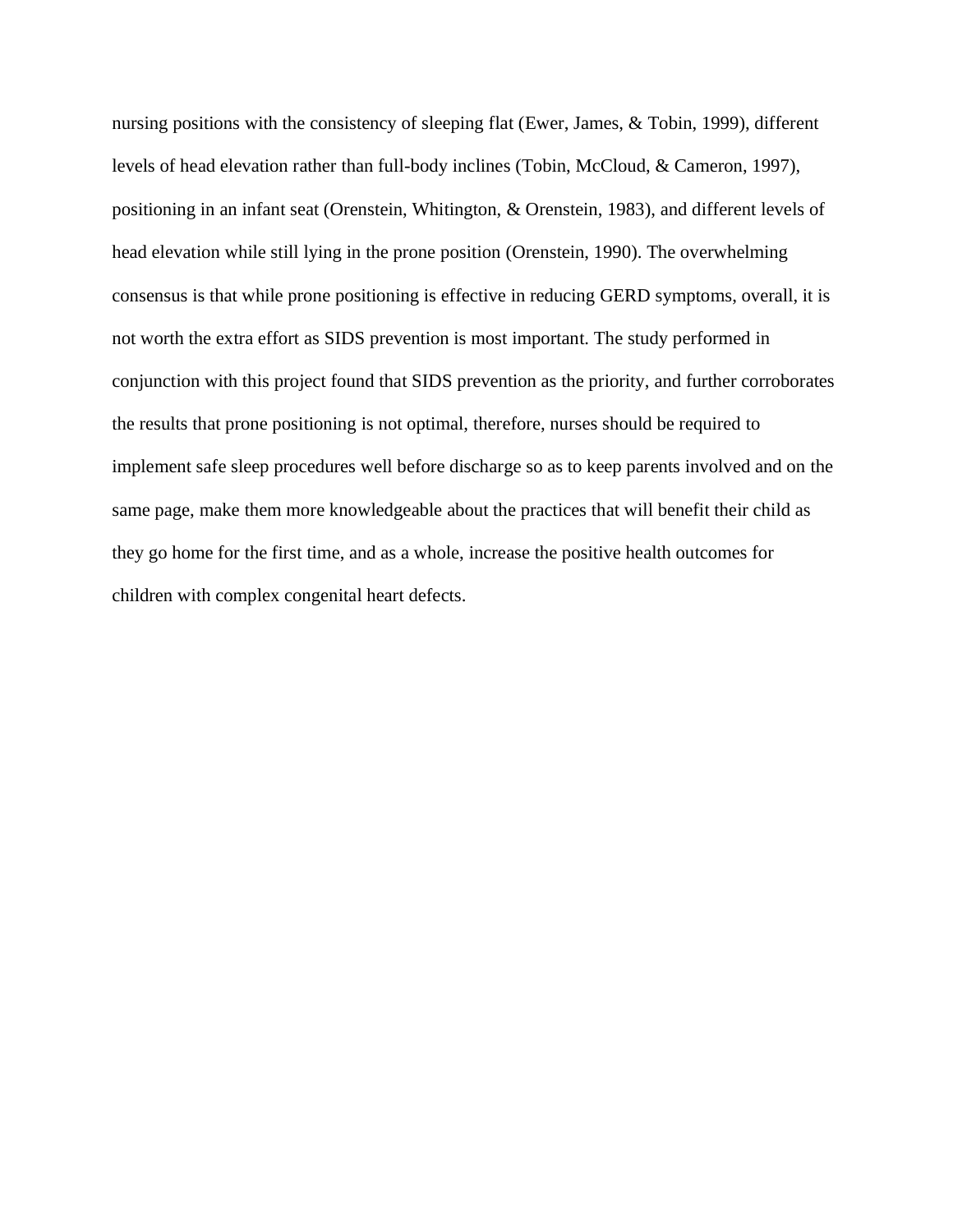nursing positions with the consistency of sleeping flat (Ewer, James, & Tobin, 1999), different levels of head elevation rather than full-body inclines (Tobin, McCloud, & Cameron, 1997), positioning in an infant seat (Orenstein, Whitington, & Orenstein, 1983), and different levels of head elevation while still lying in the prone position (Orenstein, 1990). The overwhelming consensus is that while prone positioning is effective in reducing GERD symptoms, overall, it is not worth the extra effort as SIDS prevention is most important. The study performed in conjunction with this project found that SIDS prevention as the priority, and further corroborates the results that prone positioning is not optimal, therefore, nurses should be required to implement safe sleep procedures well before discharge so as to keep parents involved and on the same page, make them more knowledgeable about the practices that will benefit their child as they go home for the first time, and as a whole, increase the positive health outcomes for children with complex congenital heart defects.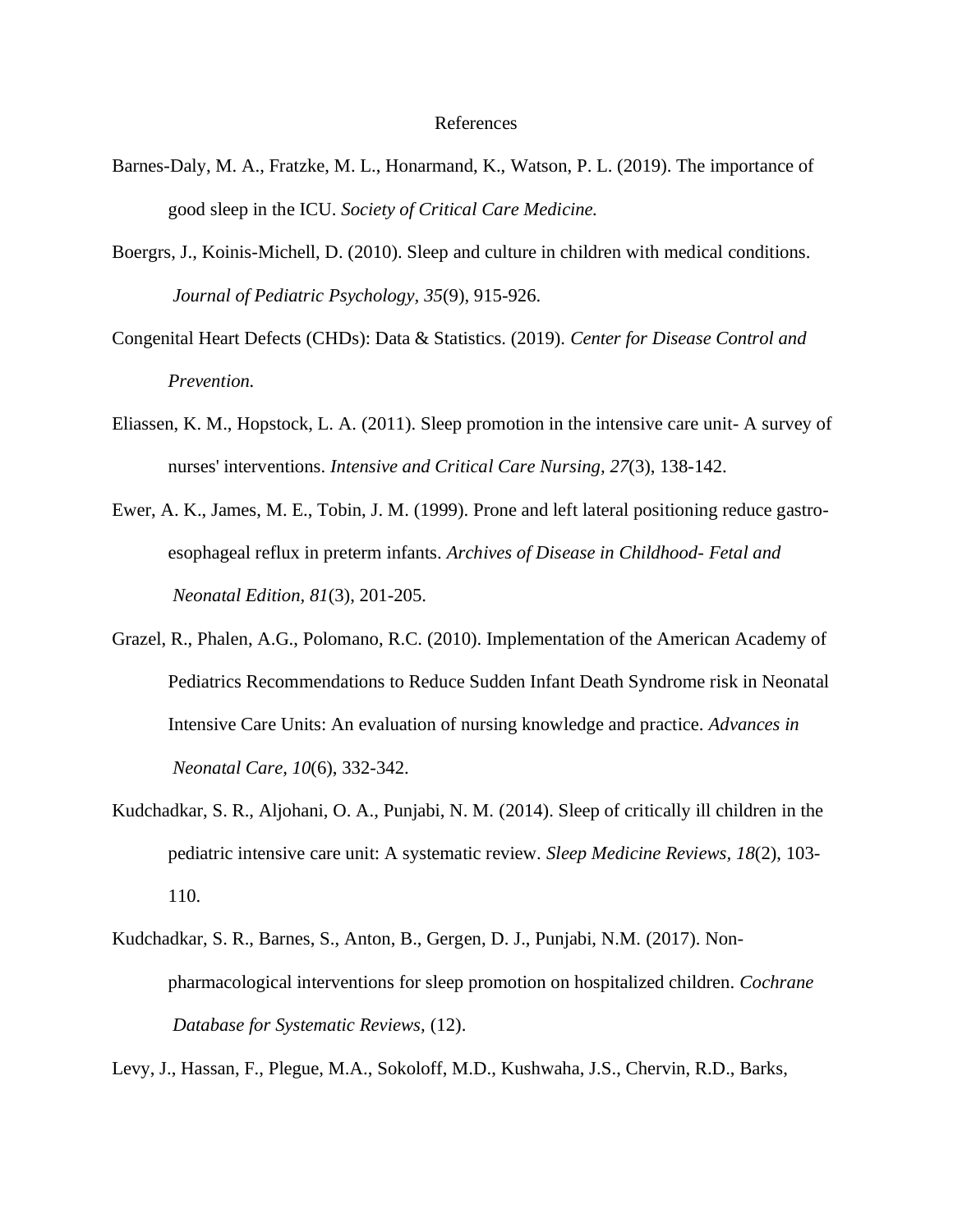# References

Barnes-Daly, M. A., Fratzke, M. L., Honarmand, K., Watson, P. L. (2019). The importance of good sleep in the ICU. *Society of Critical Care Medicine.*

Boergrs, J., Koinis-Michell, D. (2010). Sleep and culture in children with medical conditions. *Journal of Pediatric Psychology, 35*(9), 915-926.

Congenital Heart Defects (CHDs): Data & Statistics. (2019). *Center for Disease Control and Prevention.*

Eliassen, K. M., Hopstock, L. A. (2011). Sleep promotion in the intensive care unit- A survey of nurses' interventions. *Intensive and Critical Care Nursing, 27*(3), 138-142.

Ewer, A. K., James, M. E., Tobin, J. M. (1999). Prone and left lateral positioning reduce gastro-esophageal reflux in preterm infants. *Archives of Disease in Childhood- Fetal and Neonatal Edition, 81*(3), 201-205.

Grazel, R., Phalen, A.G., Polomano, R.C. (2010). Implementation of the American Academy of Pediatrics Recommendations to Reduce Sudden Infant Death Syndrome risk in Neonatal Intensive Care Units: An evaluation of nursing knowledge and practice. *Advances in Neonatal Care, 10*(6), 332-342.

Kudchadkar, S. R., Aljohani, O. A., Punjabi, N. M. (2014). Sleep of critically ill children in the pediatric intensive care unit: A systematic review. *Sleep Medicine Reviews, 18*(2), 103-110.

Kudchadkar, S. R., Barnes, S., Anton, B., Gergen, D. J., Punjabi, N.M. (2017). Non-pharmacological interventions for sleep promotion on hospitalized children. *Cochrane Database for Systematic Reviews,* (12).

Levy, J., Hassan, F., Plegue, M.A., Sokoloff, M.D., Kushwaha, J.S., Chervin, R.D., Barks,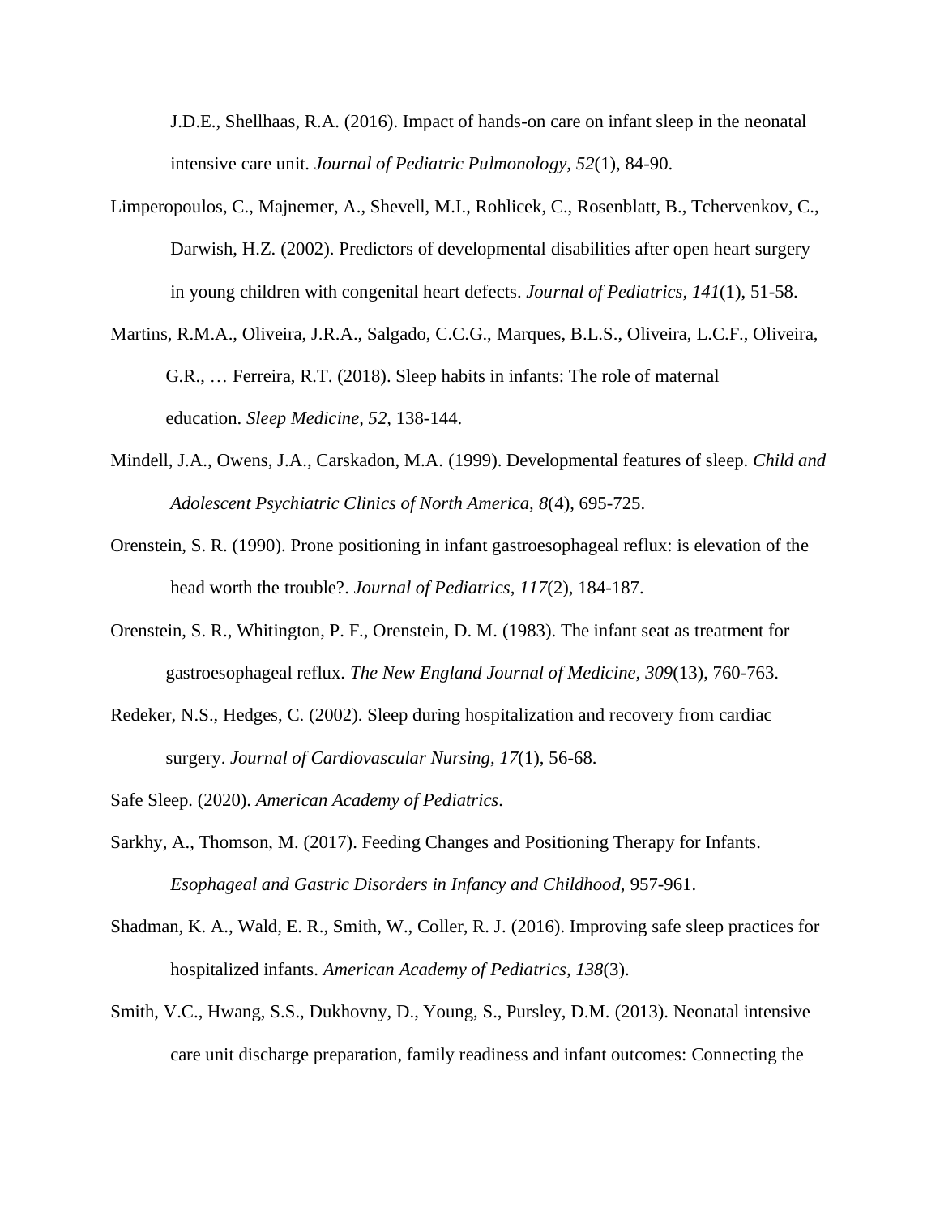J.D.E., Shellhaas, R.A. (2016). Impact of hands-on care on infant sleep in the neonatal intensive care unit. *Journal of Pediatric Pulmonology, 52*(1), 84-90.

Limperopoulos, C., Majnemer, A., Shevell, M.I., Rohlicek, C., Rosenblatt, B., Tchervenkov, C., Darwish, H.Z. (2002). Predictors of developmental disabilities after open heart surgery in young children with congenital heart defects. *Journal of Pediatrics, 141*(1), 51-58.

Martins, R.M.A., Oliveira, J.R.A., Salgado, C.C.G., Marques, B.L.S., Oliveira, L.C.F., Oliveira, G.R., … Ferreira, R.T. (2018). Sleep habits in infants: The role of maternal education. *Sleep Medicine, 52,* 138-144.

Mindell, J.A., Owens, J.A., Carskadon, M.A. (1999). Developmental features of sleep. *Child and Adolescent Psychiatric Clinics of North America, 8*(4), 695-725.

Orenstein, S. R. (1990). Prone positioning in infant gastroesophageal reflux: is elevation of the head worth the trouble?. *Journal of Pediatrics, 117*(2), 184-187.

Orenstein, S. R., Whitington, P. F., Orenstein, D. M. (1983). The infant seat as treatment for gastroesophageal reflux. *The New England Journal of Medicine, 309*(13), 760-763.

Redeker, N.S., Hedges, C. (2002). Sleep during hospitalization and recovery from cardiac surgery. *Journal of Cardiovascular Nursing, 17*(1), 56-68.

Safe Sleep. (2020). *American Academy of Pediatrics*.

Sarkhy, A., Thomson, M. (2017). Feeding Changes and Positioning Therapy for Infants. *Esophageal and Gastric Disorders in Infancy and Childhood,* 957-961.

Shadman, K. A., Wald, E. R., Smith, W., Coller, R. J. (2016). Improving safe sleep practices for hospitalized infants. *American Academy of Pediatrics, 138*(3).

Smith, V.C., Hwang, S.S., Dukhovny, D., Young, S., Pursley, D.M. (2013). Neonatal intensive care unit discharge preparation, family readiness and infant outcomes: Connecting the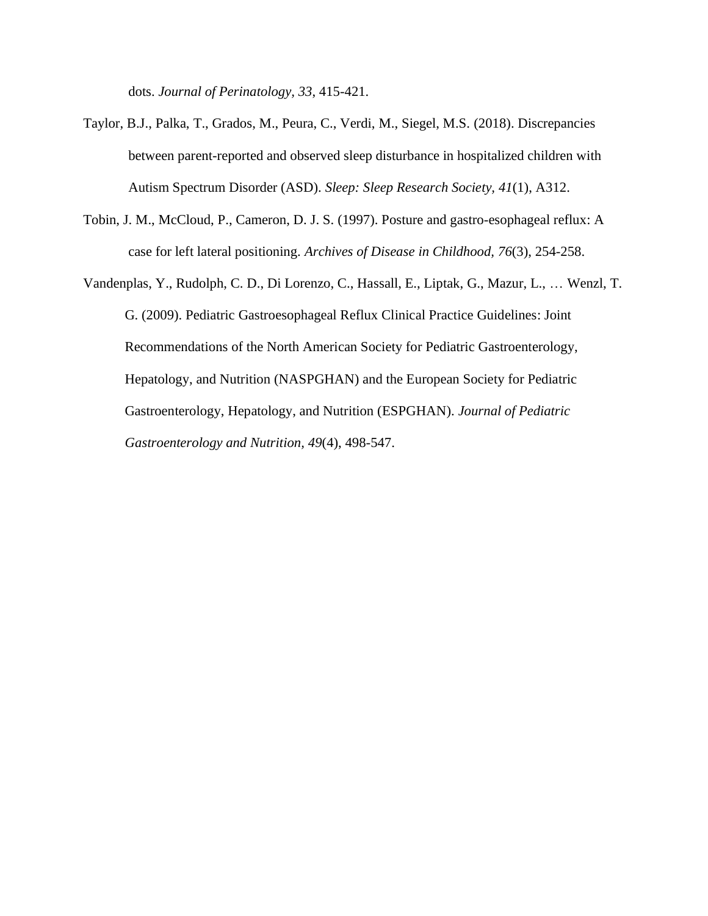dots. *Journal of Perinatology, 33*, 415-421.

Taylor, B.J., Palka, T., Grados, M., Peura, C., Verdi, M., Siegel, M.S. (2018). Discrepancies between parent-reported and observed sleep disturbance in hospitalized children with Autism Spectrum Disorder (ASD). *Sleep: Sleep Research Society, 41*(1), A312.

Tobin, J. M., McCloud, P., Cameron, D. J. S. (1997). Posture and gastro-esophageal reflux: A case for left lateral positioning. *Archives of Disease in Childhood, 76*(3), 254-258.

Vandenplas, Y., Rudolph, C. D., Di Lorenzo, C., Hassall, E., Liptak, G., Mazur, L., … Wenzl, T. G. (2009). Pediatric Gastroesophageal Reflux Clinical Practice Guidelines: Joint Recommendations of the North American Society for Pediatric Gastroenterology, Hepatology, and Nutrition (NASPGHAN) and the European Society for Pediatric Gastroenterology, Hepatology, and Nutrition (ESPGHAN). *Journal of Pediatric Gastroenterology and Nutrition, 49*(4), 498-547.